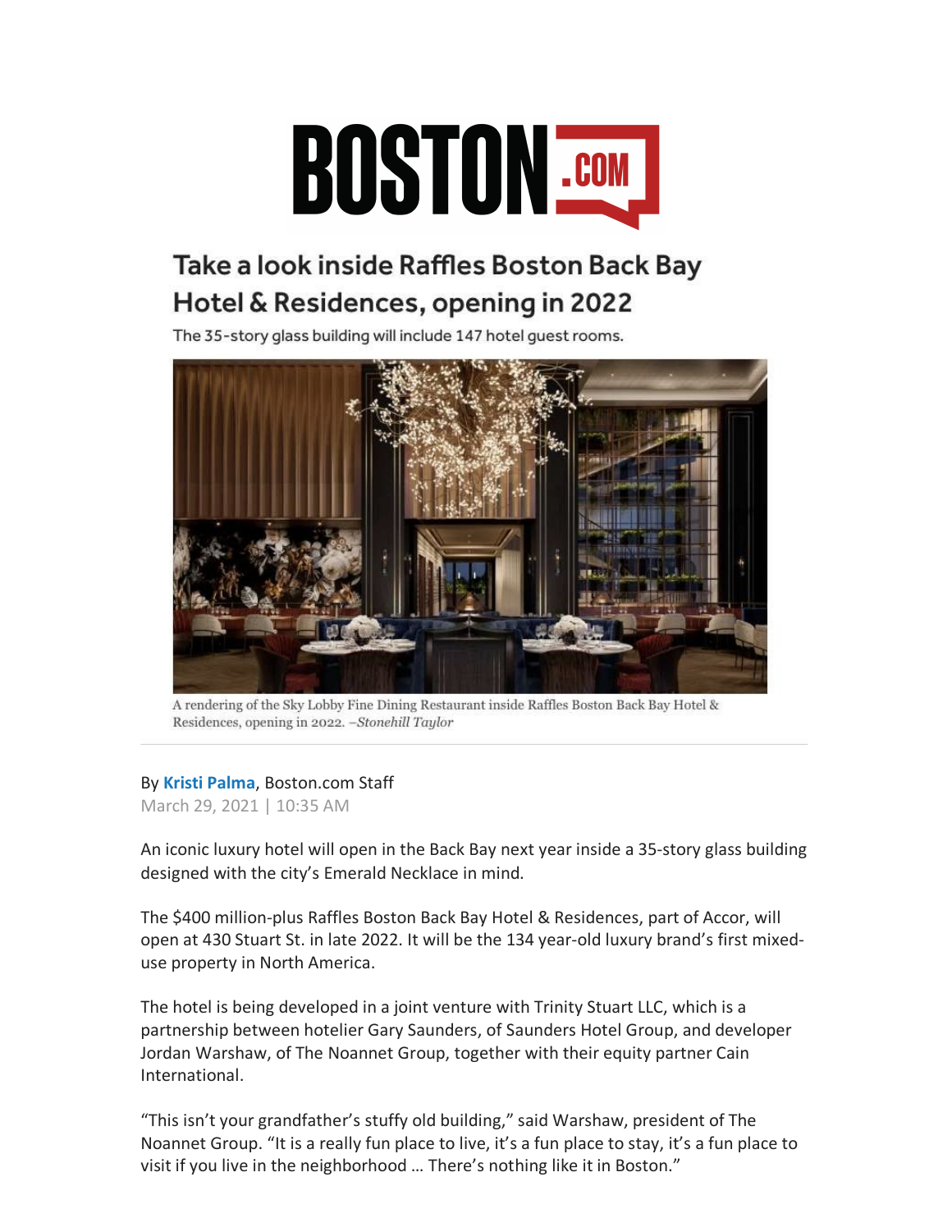# BOSTON.COM

## Take a look inside Raffles Boston Back Bay Hotel & Residences, opening in 2022

The 35-story glass building will include 147 hotel guest rooms.

A rendering of the Sky Lobby Fine Dining Restaurant inside Raffles Boston Back Bay Hotel & Residences, opening in 2022. –*Stonehill Taylor*

By **Kristi Palma**, Boston.com Staff
March 29, 2021 | 10:35 AM

An iconic luxury hotel will open in the Back Bay next year inside a 35-story glass building designed with the city's Emerald Necklace in mind.

The $400 million-plus Raffles Boston Back Bay Hotel & Residences, part of Accor, will open at 430 Stuart St. in late 2022. It will be the 134 year-old luxury brand's first mixed-use property in North America.

The hotel is being developed in a joint venture with Trinity Stuart LLC, which is a partnership between hotelier Gary Saunders, of Saunders Hotel Group, and developer Jordan Warshaw, of The Noannet Group, together with their equity partner Cain International.

"This isn't your grandfather's stuffy old building," said Warshaw, president of The Noannet Group. "It is a really fun place to live, it's a fun place to stay, it's a fun place to visit if you live in the neighborhood … There's nothing like it in Boston."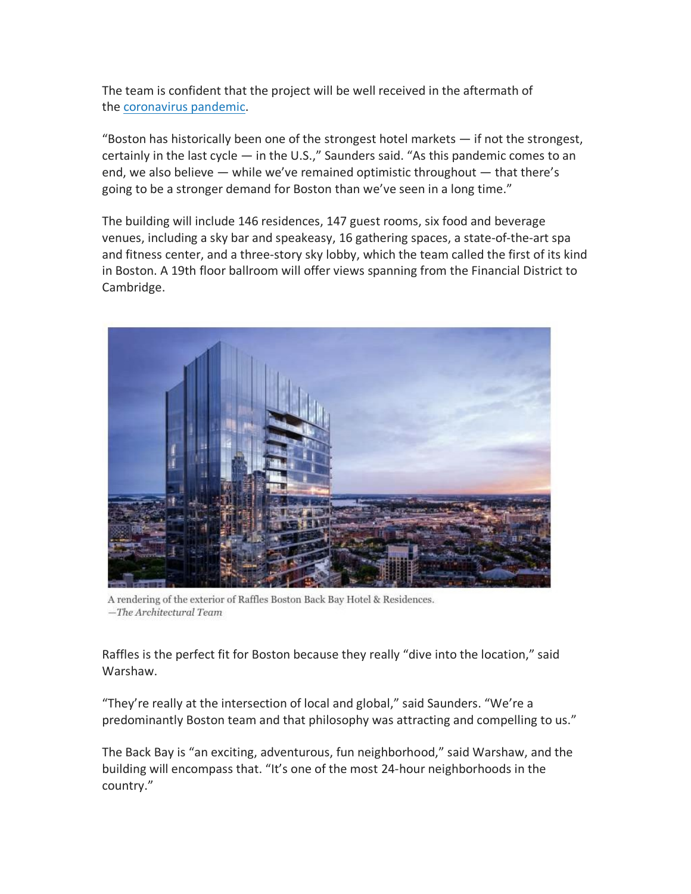The team is confident that the project will be well received in the aftermath of the [coronavirus pandemic](#).

"Boston has historically been one of the strongest hotel markets — if not the strongest, certainly in the last cycle — in the U.S.," Saunders said. "As this pandemic comes to an end, we also believe — while we've remained optimistic throughout — that there's going to be a stronger demand for Boston than we've seen in a long time."

The building will include 146 residences, 147 guest rooms, six food and beverage venues, including a sky bar and speakeasy, 16 gathering spaces, a state-of-the-art spa and fitness center, and a three-story sky lobby, which the team called the first of its kind in Boston. A 19th floor ballroom will offer views spanning from the Financial District to Cambridge.

A rendering of the exterior of Raffles Boston Back Bay Hotel & Residences.
*—The Architectural Team*

Raffles is the perfect fit for Boston because they really "dive into the location," said Warshaw.

"They're really at the intersection of local and global," said Saunders. "We're a predominantly Boston team and that philosophy was attracting and compelling to us."

The Back Bay is "an exciting, adventurous, fun neighborhood," said Warshaw, and the building will encompass that. "It's one of the most 24-hour neighborhoods in the country."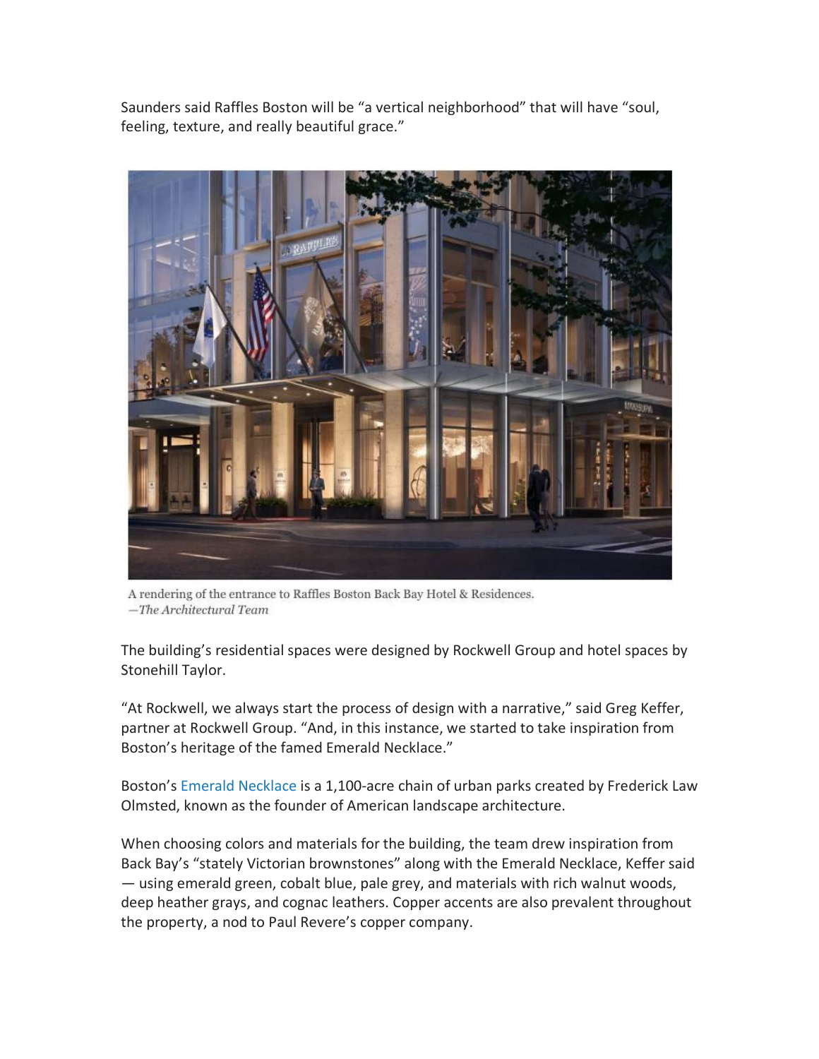Saunders said Raffles Boston will be “a vertical neighborhood” that will have “soul, feeling, texture, and really beautiful grace.”

A rendering of the entrance to Raffles Boston Back Bay Hotel & Residences.
*—The Architectural Team*

The building’s residential spaces were designed by Rockwell Group and hotel spaces by Stonehill Taylor.

“At Rockwell, we always start the process of design with a narrative,” said Greg Keffer, partner at Rockwell Group. “And, in this instance, we started to take inspiration from Boston’s heritage of the famed Emerald Necklace.”

Boston’s Emerald Necklace is a 1,100-acre chain of urban parks created by Frederick Law Olmsted, known as the founder of American landscape architecture.

When choosing colors and materials for the building, the team drew inspiration from Back Bay’s “stately Victorian brownstones” along with the Emerald Necklace, Keffer said — using emerald green, cobalt blue, pale grey, and materials with rich walnut woods, deep heather grays, and cognac leathers. Copper accents are also prevalent throughout the property, a nod to Paul Revere’s copper company.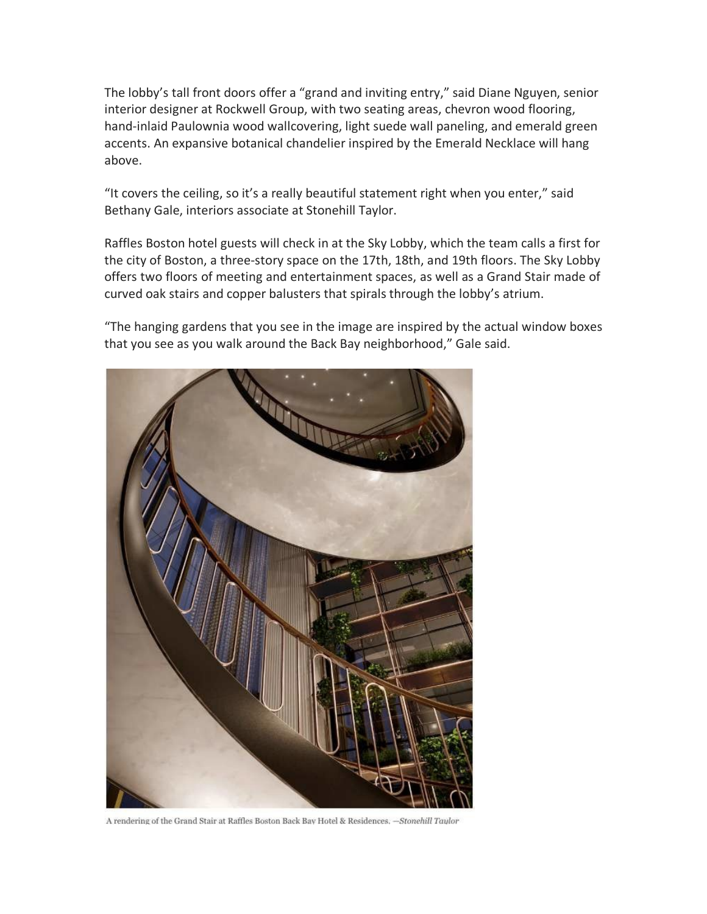The lobby's tall front doors offer a "grand and inviting entry," said Diane Nguyen, senior interior designer at Rockwell Group, with two seating areas, chevron wood flooring, hand-inlaid Paulownia wood wallcovering, light suede wall paneling, and emerald green accents. An expansive botanical chandelier inspired by the Emerald Necklace will hang above.

"It covers the ceiling, so it's a really beautiful statement right when you enter," said Bethany Gale, interiors associate at Stonehill Taylor.

Raffles Boston hotel guests will check in at the Sky Lobby, which the team calls a first for the city of Boston, a three-story space on the 17th, 18th, and 19th floors. The Sky Lobby offers two floors of meeting and entertainment spaces, as well as a Grand Stair made of curved oak stairs and copper balusters that spirals through the lobby's atrium.

"The hanging gardens that you see in the image are inspired by the actual window boxes that you see as you walk around the Back Bay neighborhood," Gale said.

A rendering of the Grand Stair at Raffles Boston Back Bay Hotel & Residences. —*Stonehill Taylor*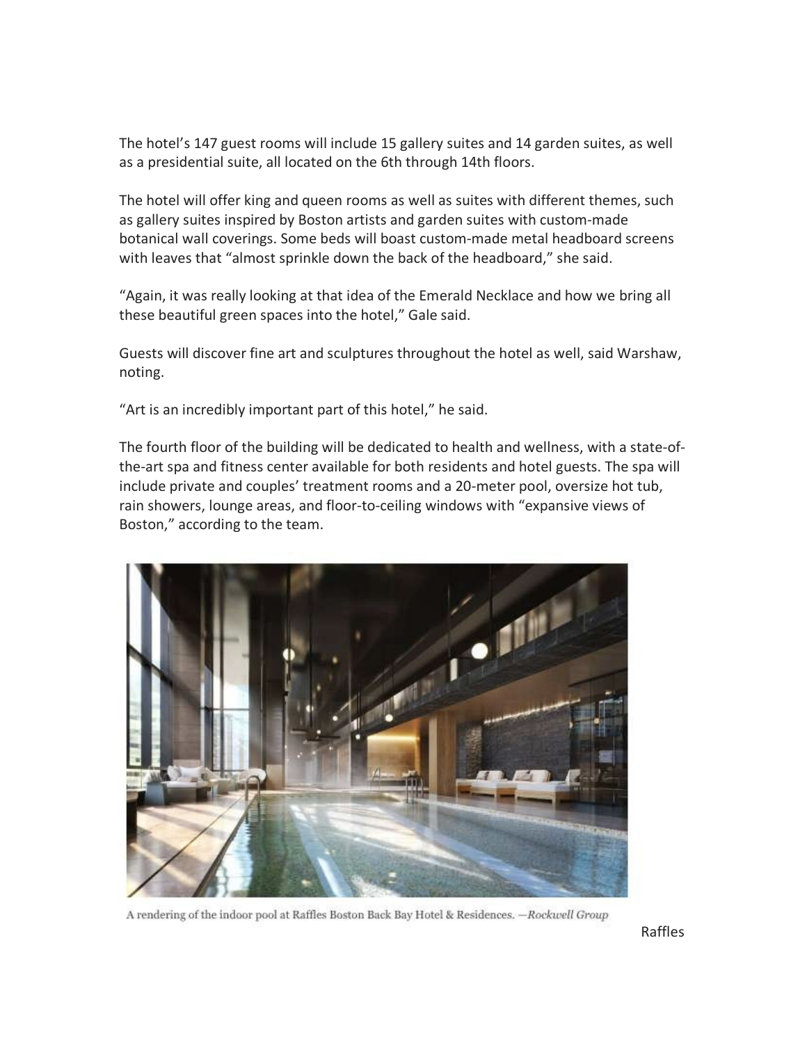The hotel's 147 guest rooms will include 15 gallery suites and 14 garden suites, as well as a presidential suite, all located on the 6th through 14th floors.

The hotel will offer king and queen rooms as well as suites with different themes, such as gallery suites inspired by Boston artists and garden suites with custom-made botanical wall coverings. Some beds will boast custom-made metal headboard screens with leaves that "almost sprinkle down the back of the headboard," she said.

"Again, it was really looking at that idea of the Emerald Necklace and how we bring all these beautiful green spaces into the hotel," Gale said.

Guests will discover fine art and sculptures throughout the hotel as well, said Warshaw, noting.

"Art is an incredibly important part of this hotel," he said.

The fourth floor of the building will be dedicated to health and wellness, with a state-of-the-art spa and fitness center available for both residents and hotel guests. The spa will include private and couples' treatment rooms and a 20-meter pool, oversize hot tub, rain showers, lounge areas, and floor-to-ceiling windows with "expansive views of Boston," according to the team.

A rendering of the indoor pool at Raffles Boston Back Bay Hotel & Residences. —*Rockwell Group*

Raffles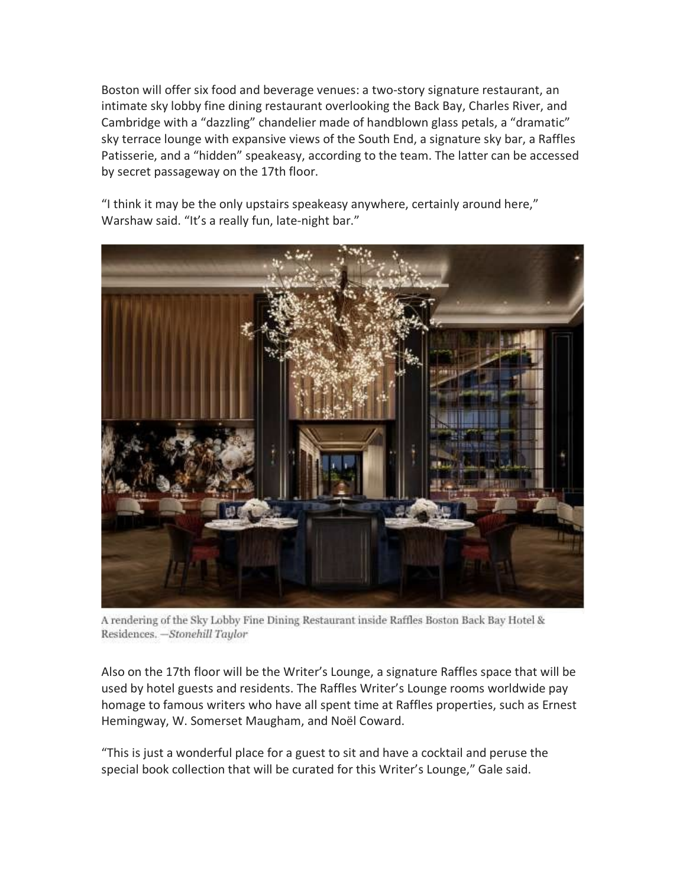Boston will offer six food and beverage venues: a two-story signature restaurant, an intimate sky lobby fine dining restaurant overlooking the Back Bay, Charles River, and Cambridge with a "dazzling" chandelier made of handblown glass petals, a "dramatic" sky terrace lounge with expansive views of the South End, a signature sky bar, a Raffles Patisserie, and a "hidden" speakeasy, according to the team. The latter can be accessed by secret passageway on the 17th floor.

"I think it may be the only upstairs speakeasy anywhere, certainly around here," Warshaw said. "It's a really fun, late-night bar."

A rendering of the Sky Lobby Fine Dining Restaurant inside Raffles Boston Back Bay Hotel & Residences. —*Stonehill Taylor*

Also on the 17th floor will be the Writer's Lounge, a signature Raffles space that will be used by hotel guests and residents. The Raffles Writer's Lounge rooms worldwide pay homage to famous writers who have all spent time at Raffles properties, such as Ernest Hemingway, W. Somerset Maugham, and Noël Coward.

"This is just a wonderful place for a guest to sit and have a cocktail and peruse the special book collection that will be curated for this Writer's Lounge," Gale said.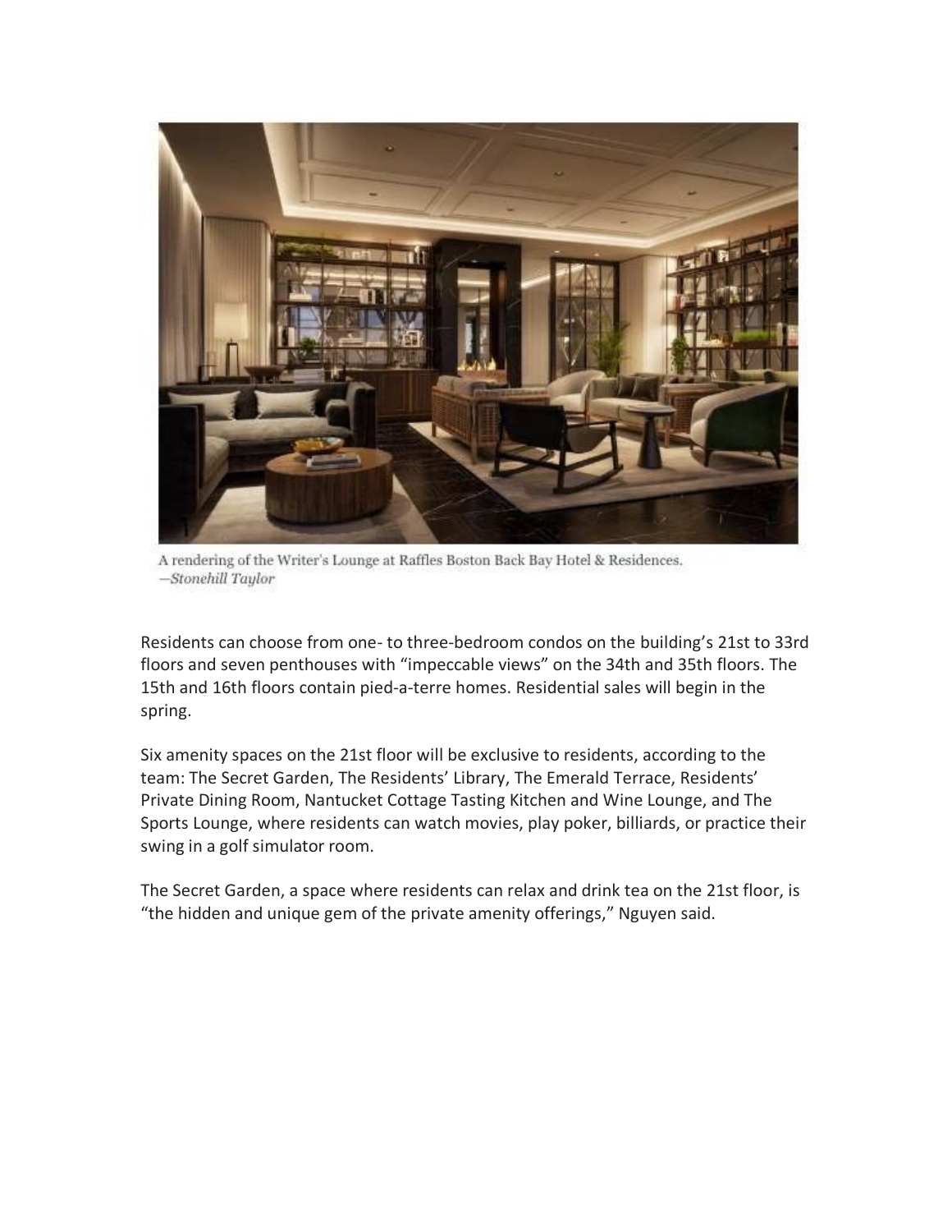A rendering of the Writer's Lounge at Raffles Boston Back Bay Hotel & Residences.
*—Stonehill Taylor*

Residents can choose from one- to three-bedroom condos on the building's 21st to 33rd floors and seven penthouses with "impeccable views" on the 34th and 35th floors. The 15th and 16th floors contain pied-a-terre homes. Residential sales will begin in the spring.

Six amenity spaces on the 21st floor will be exclusive to residents, according to the team: The Secret Garden, The Residents' Library, The Emerald Terrace, Residents' Private Dining Room, Nantucket Cottage Tasting Kitchen and Wine Lounge, and The Sports Lounge, where residents can watch movies, play poker, billiards, or practice their swing in a golf simulator room.

The Secret Garden, a space where residents can relax and drink tea on the 21st floor, is "the hidden and unique gem of the private amenity offerings," Nguyen said.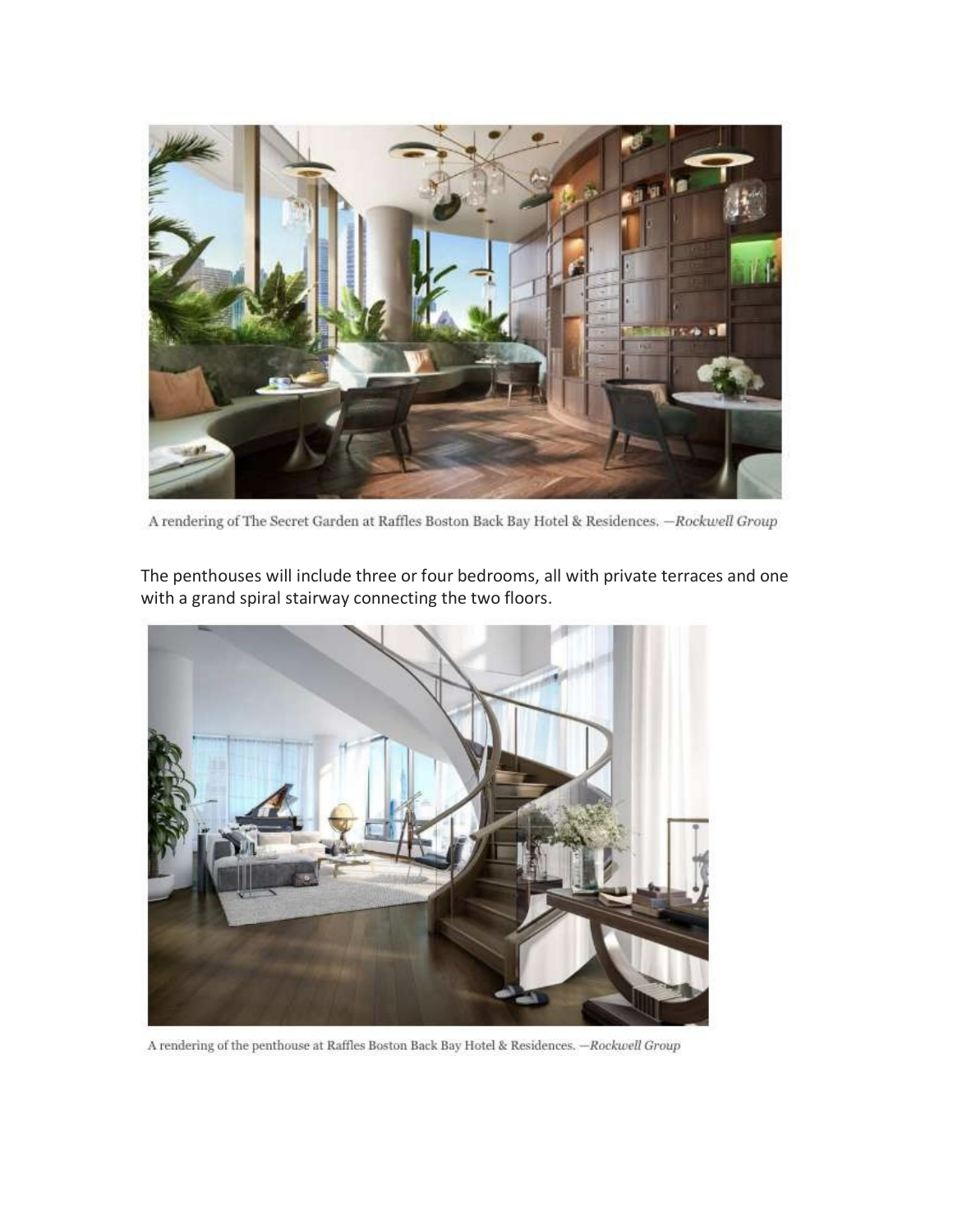A rendering of The Secret Garden at Raffles Boston Back Bay Hotel & Residences. —*Rockwell Group*

The penthouses will include three or four bedrooms, all with private terraces and one with a grand spiral stairway connecting the two floors.

A rendering of the penthouse at Raffles Boston Back Bay Hotel & Residences. —*Rockwell Group*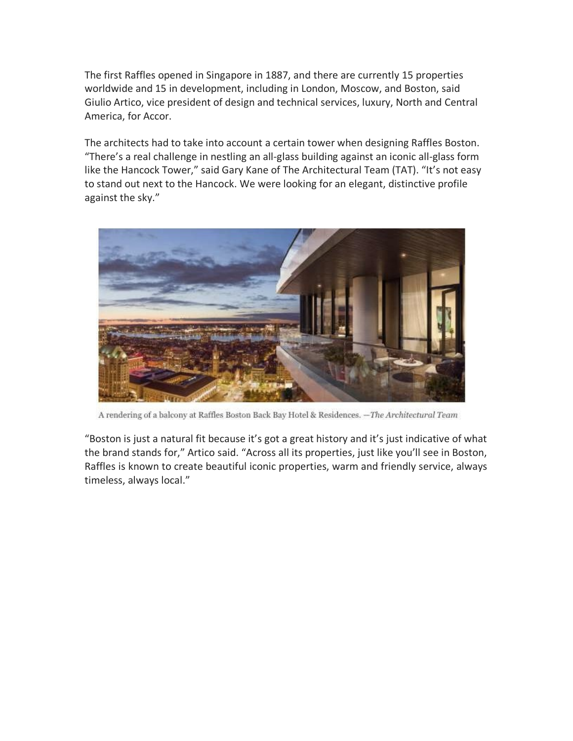The first Raffles opened in Singapore in 1887, and there are currently 15 properties worldwide and 15 in development, including in London, Moscow, and Boston, said Giulio Artico, vice president of design and technical services, luxury, North and Central America, for Accor.

The architects had to take into account a certain tower when designing Raffles Boston. "There's a real challenge in nestling an all-glass building against an iconic all-glass form like the Hancock Tower," said Gary Kane of The Architectural Team (TAT). "It's not easy to stand out next to the Hancock. We were looking for an elegant, distinctive profile against the sky."

A rendering of a balcony at Raffles Boston Back Bay Hotel & Residences. —*The Architectural Team*

"Boston is just a natural fit because it's got a great history and it's just indicative of what the brand stands for," Artico said. "Across all its properties, just like you'll see in Boston, Raffles is known to create beautiful iconic properties, warm and friendly service, always timeless, always local."